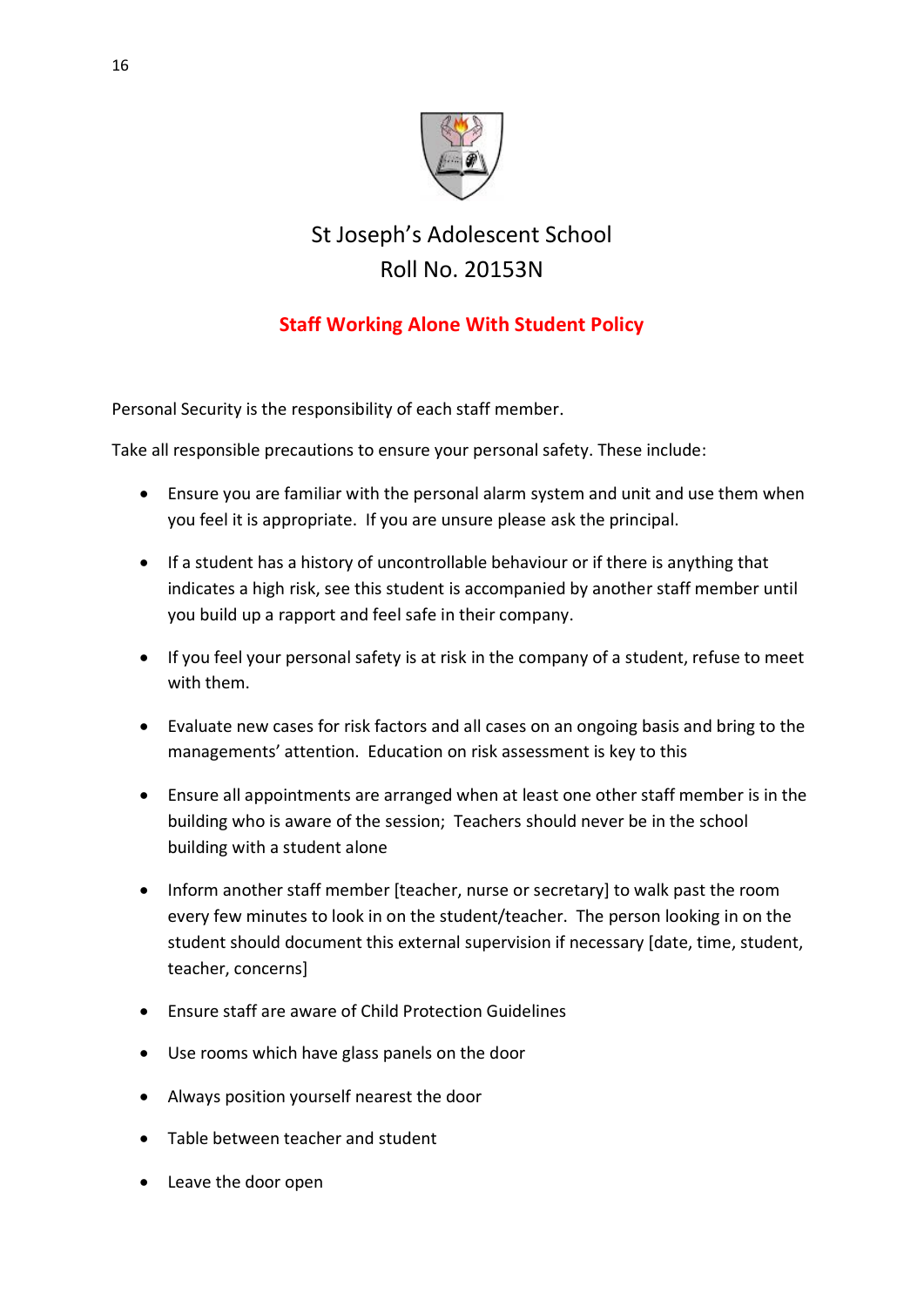# St Joseph's Adolescent School
## Roll No. 20153N

## Staff Working Alone With Student Policy

Personal Security is the responsibility of each staff member.

Take all responsible precautions to ensure your personal safety. These include:

- Ensure you are familiar with the personal alarm system and unit and use them when you feel it is appropriate. If you are unsure please ask the principal.
- If a student has a history of uncontrollable behaviour or if there is anything that indicates a high risk, see this student is accompanied by another staff member until you build up a rapport and feel safe in their company.
- If you feel your personal safety is at risk in the company of a student, refuse to meet with them.
- Evaluate new cases for risk factors and all cases on an ongoing basis and bring to the managements' attention. Education on risk assessment is key to this
- Ensure all appointments are arranged when at least one other staff member is in the building who is aware of the session; Teachers should never be in the school building with a student alone
- Inform another staff member [teacher, nurse or secretary] to walk past the room every few minutes to look in on the student/teacher. The person looking in on the student should document this external supervision if necessary [date, time, student, teacher, concerns]
- Ensure staff are aware of Child Protection Guidelines
- Use rooms which have glass panels on the door
- Always position yourself nearest the door
- Table between teacher and student
- Leave the door open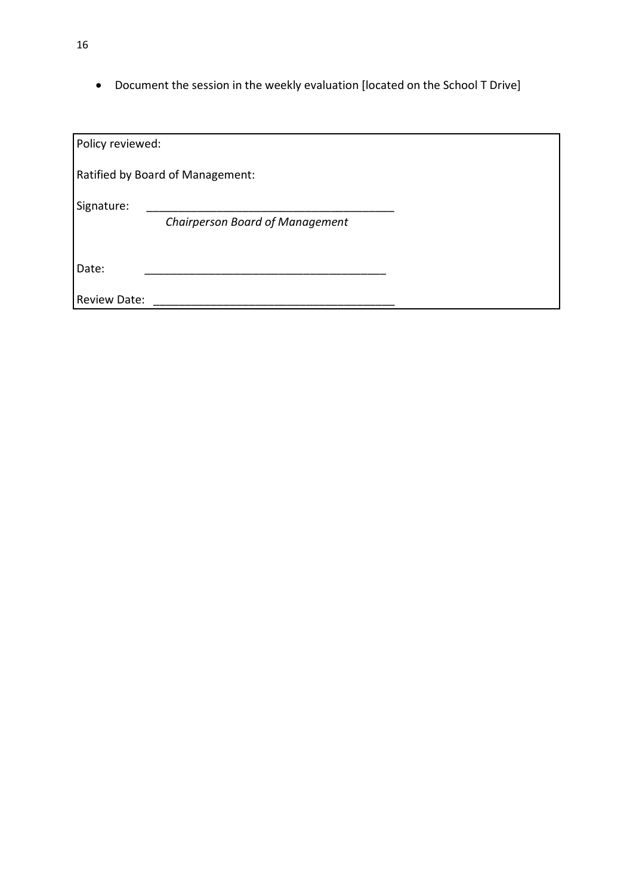- Document the session in the weekly evaluation [located on the School T Drive]

| |
|---|
| Policy reviewed: |
| Ratified by Board of Management: |
| Signature: ______________________________________ *Chairperson Board of Management* |
| Date: _____________________________________ |
| Review Date: _____________________________________ |